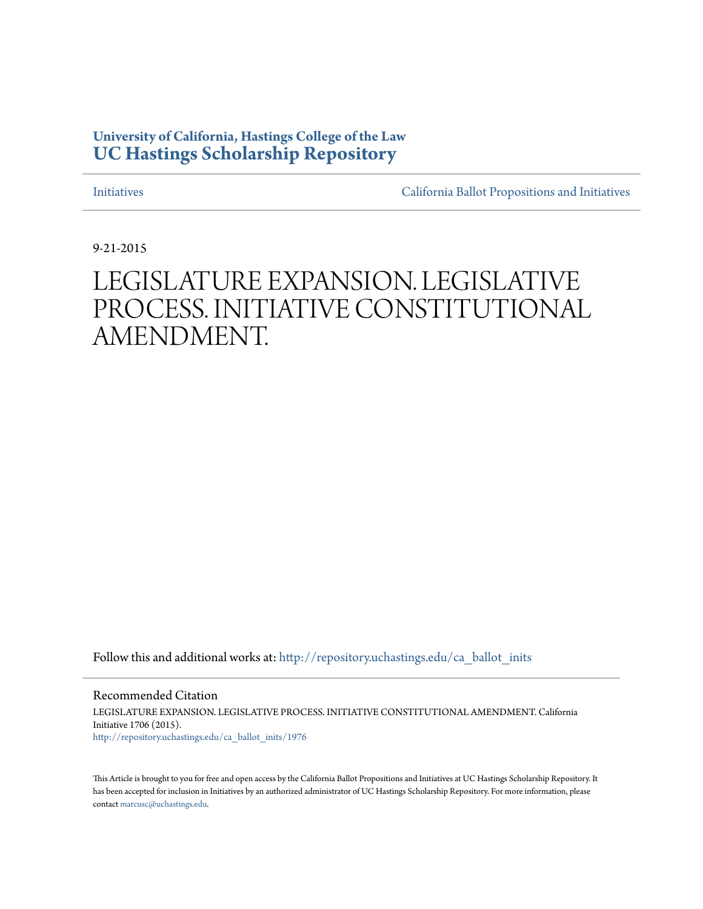**University of California, Hastings College of the Law**
**UC Hastings Scholarship Repository**

Initiatives | California Ballot Propositions and Initiatives

9-21-2015

# LEGISLATURE EXPANSION. LEGISLATIVE PROCESS. INITIATIVE CONSTITUTIONAL AMENDMENT.

Follow this and additional works at: http://repository.uchastings.edu/ca_ballot_inits

## Recommended Citation

LEGISLATURE EXPANSION. LEGISLATIVE PROCESS. INITIATIVE CONSTITUTIONAL AMENDMENT. California Initiative 1706 (2015).
http://repository.uchastings.edu/ca_ballot_inits/1976

This Article is brought to you for free and open access by the California Ballot Propositions and Initiatives at UC Hastings Scholarship Repository. It has been accepted for inclusion in Initiatives by an authorized administrator of UC Hastings Scholarship Repository. For more information, please contact marcusc@uchastings.edu.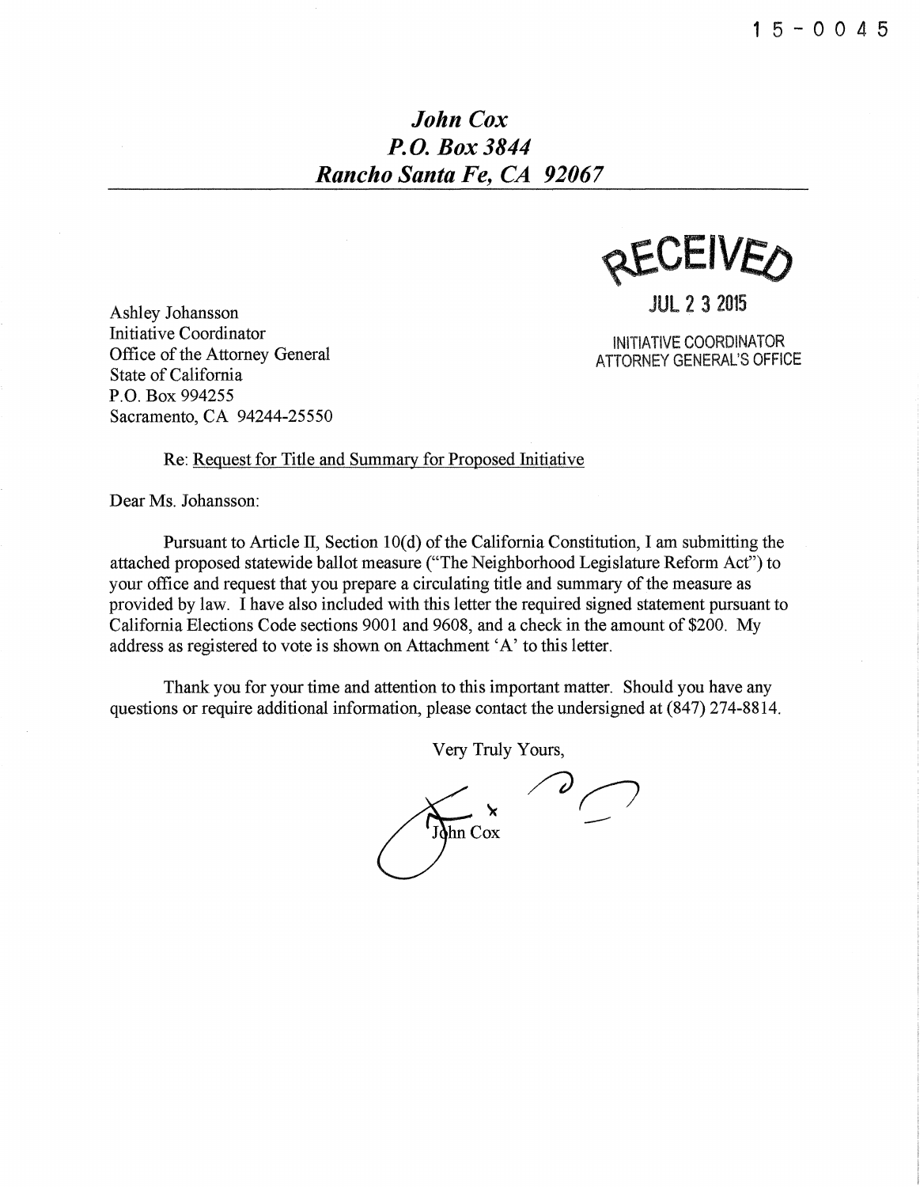15-0045

***John Cox***
***P.O. Box 3844***
***Rancho Santa Fe, CA 92067***

RECEIVED
JUL 2 3 2015
INITIATIVE COORDINATOR
ATTORNEY GENERAL'S OFFICE

Ashley Johansson
Initiative Coordinator
Office of the Attorney General
State of California
P.O. Box 994255
Sacramento, CA 94244-25550

Re: Request for Title and Summary for Proposed Initiative

Dear Ms. Johansson:

Pursuant to Article II, Section 10(d) of the California Constitution, I am submitting the attached proposed statewide ballot measure ("The Neighborhood Legislature Reform Act") to your office and request that you prepare a circulating title and summary of the measure as provided by law. I have also included with this letter the required signed statement pursuant to California Elections Code sections 9001 and 9608, and a check in the amount of $200. My address as registered to vote is shown on Attachment 'A' to this letter.

Thank you for your time and attention to this important matter. Should you have any questions or require additional information, please contact the undersigned at (847) 274-8814.

Very Truly Yours,

John Cox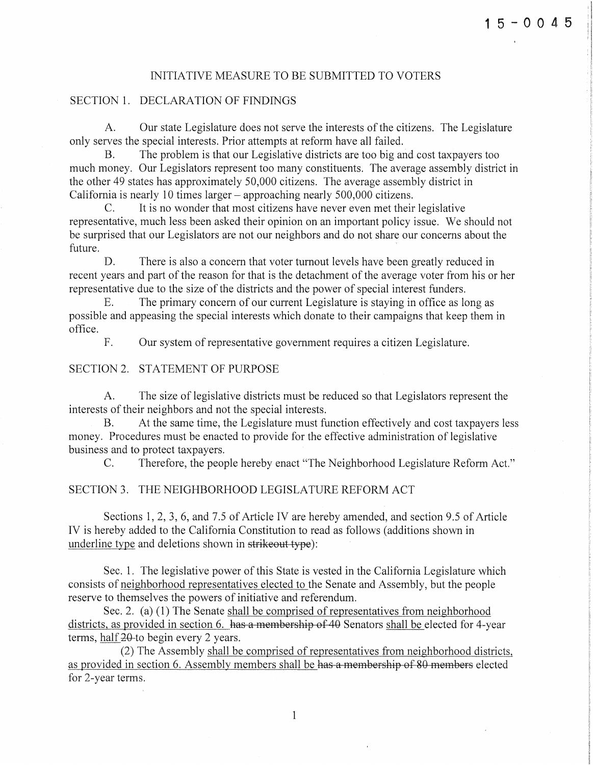# INITIATIVE MEASURE TO BE SUBMITTED TO VOTERS

## SECTION 1. DECLARATION OF FINDINGS

A. Our state Legislature does not serve the interests of the citizens. The Legislature only serves the special interests. Prior attempts at reform have all failed.

B. The problem is that our Legislative districts are too big and cost taxpayers too much money. Our Legislators represent too many constituents. The average assembly district in the other 49 states has approximately 50,000 citizens. The average assembly district in California is nearly 10 times larger – approaching nearly 500,000 citizens.

C. It is no wonder that most citizens have never even met their legislative representative, much less been asked their opinion on an important policy issue. We should not be surprised that our Legislators are not our neighbors and do not share our concerns about the future.

D. There is also a concern that voter turnout levels have been greatly reduced in recent years and part of the reason for that is the detachment of the average voter from his or her representative due to the size of the districts and the power of special interest funders.

E. The primary concern of our current Legislature is staying in office as long as possible and appeasing the special interests which donate to their campaigns that keep them in office.

F. Our system of representative government requires a citizen Legislature.

## SECTION 2. STATEMENT OF PURPOSE

A. The size of legislative districts must be reduced so that Legislators represent the interests of their neighbors and not the special interests.

B. At the same time, the Legislature must function effectively and cost taxpayers less money. Procedures must be enacted to provide for the effective administration of legislative business and to protect taxpayers.

C. Therefore, the people hereby enact "The Neighborhood Legislature Reform Act."

## SECTION 3. THE NEIGHBORHOOD LEGISLATURE REFORM ACT

Sections 1, 2, 3, 6, and 7.5 of Article IV are hereby amended, and section 9.5 of Article IV is hereby added to the California Constitution to read as follows (additions shown in <u>underline type</u> and deletions shown in ~~strikeout type~~):

Sec. 1. The legislative power of this State is vested in the California Legislature which consists of <u>neighborhood representatives elected to</u> the Senate and Assembly, but the people reserve to themselves the powers of initiative and referendum.

Sec. 2. (a) (1) The Senate <u>shall be comprised of representatives from neighborhood districts, as provided in section 6.</u> ~~has a membership of 40~~ Senators <u>shall be</u> elected for 4-year terms, <u>half</u> ~~20~~ to begin every 2 years.

(2) The Assembly <u>shall be comprised of representatives from neighborhood districts, as provided in section 6. Assembly members shall be</u> ~~has a membership of 80 members~~ elected for 2-year terms.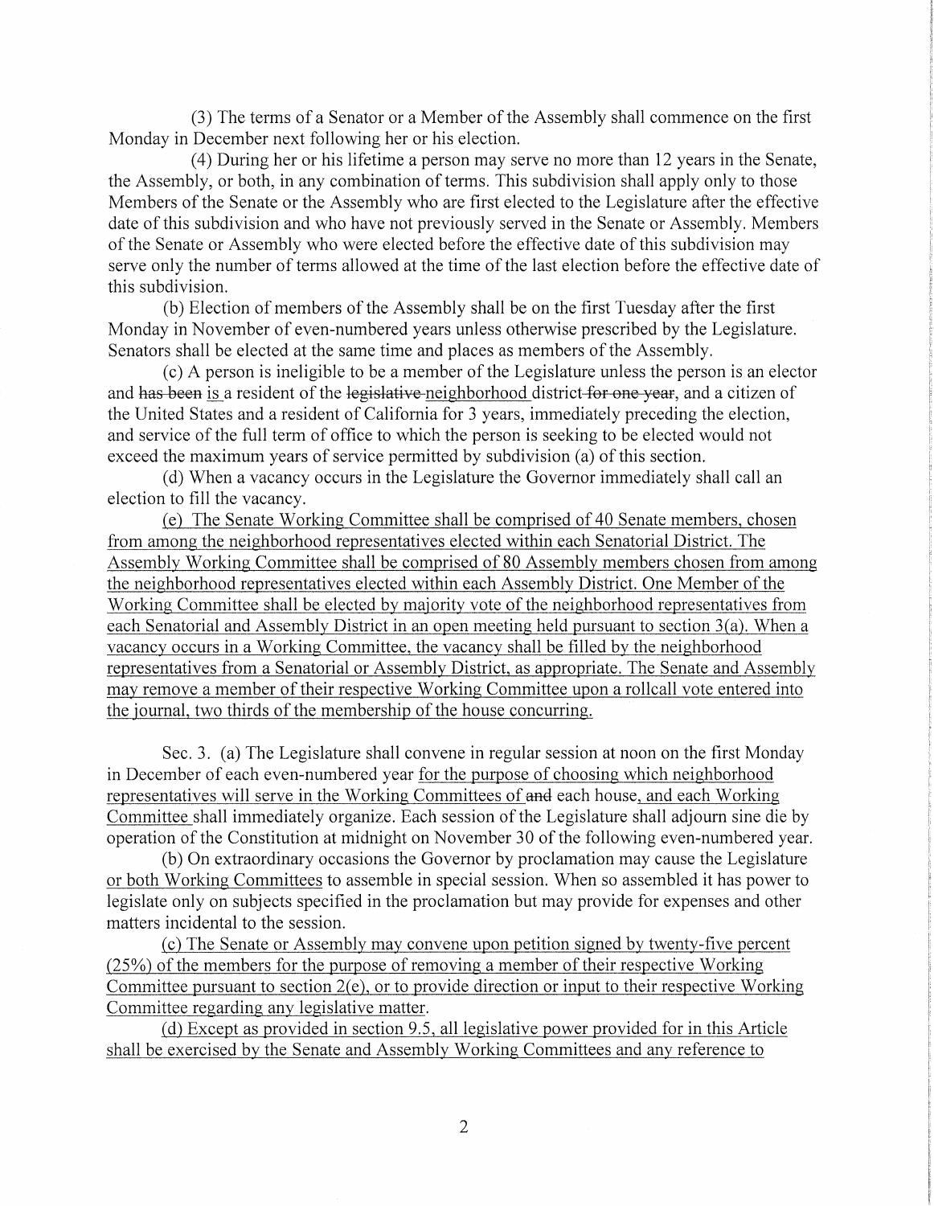(3) The terms of a Senator or a Member of the Assembly shall commence on the first Monday in December next following her or his election.

(4) During her or his lifetime a person may serve no more than 12 years in the Senate, the Assembly, or both, in any combination of terms. This subdivision shall apply only to those Members of the Senate or the Assembly who are first elected to the Legislature after the effective date of this subdivision and who have not previously served in the Senate or Assembly. Members of the Senate or Assembly who were elected before the effective date of this subdivision may serve only the number of terms allowed at the time of the last election before the effective date of this subdivision.

(b) Election of members of the Assembly shall be on the first Tuesday after the first Monday in November of even-numbered years unless otherwise prescribed by the Legislature. Senators shall be elected at the same time and places as members of the Assembly.

(c) A person is ineligible to be a member of the Legislature unless the person is an elector and ~~has been~~ is a resident of the ~~legislative~~ neighborhood district ~~for one year~~, and a citizen of the United States and a resident of California for 3 years, immediately preceding the election, and service of the full term of office to which the person is seeking to be elected would not exceed the maximum years of service permitted by subdivision (a) of this section.

(d) When a vacancy occurs in the Legislature the Governor immediately shall call an election to fill the vacancy.

(e) The Senate Working Committee shall be comprised of 40 Senate members, chosen from among the neighborhood representatives elected within each Senatorial District. The Assembly Working Committee shall be comprised of 80 Assembly members chosen from among the neighborhood representatives elected within each Assembly District. One Member of the Working Committee shall be elected by majority vote of the neighborhood representatives from each Senatorial and Assembly District in an open meeting held pursuant to section 3(a). When a vacancy occurs in a Working Committee, the vacancy shall be filled by the neighborhood representatives from a Senatorial or Assembly District, as appropriate. The Senate and Assembly may remove a member of their respective Working Committee upon a rollcall vote entered into the journal, two thirds of the membership of the house concurring.

Sec. 3. (a) The Legislature shall convene in regular session at noon on the first Monday in December of each even-numbered year for the purpose of choosing which neighborhood representatives will serve in the Working Committees of ~~and~~ each house, and each Working Committee shall immediately organize. Each session of the Legislature shall adjourn sine die by operation of the Constitution at midnight on November 30 of the following even-numbered year.

(b) On extraordinary occasions the Governor by proclamation may cause the Legislature or both Working Committees to assemble in special session. When so assembled it has power to legislate only on subjects specified in the proclamation but may provide for expenses and other matters incidental to the session.

(c) The Senate or Assembly may convene upon petition signed by twenty-five percent (25%) of the members for the purpose of removing a member of their respective Working Committee pursuant to section 2(e), or to provide direction or input to their respective Working Committee regarding any legislative matter.

(d) Except as provided in section 9.5, all legislative power provided for in this Article shall be exercised by the Senate and Assembly Working Committees and any reference to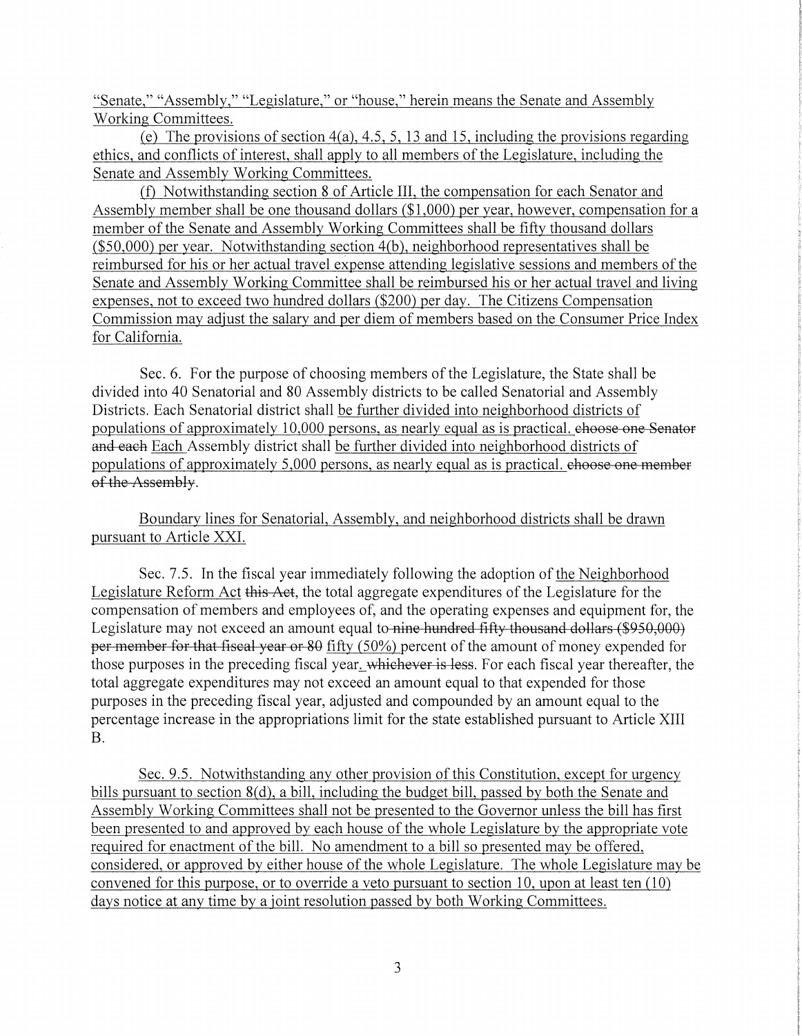"Senate," "Assembly," "Legislature," or "house," herein means the Senate and Assembly Working Committees.

(e) The provisions of section 4(a), 4.5, 5, 13 and 15, including the provisions regarding ethics, and conflicts of interest, shall apply to all members of the Legislature, including the Senate and Assembly Working Committees.

(f) Notwithstanding section 8 of Article III, the compensation for each Senator and Assembly member shall be one thousand dollars ($1,000) per year, however, compensation for a member of the Senate and Assembly Working Committees shall be fifty thousand dollars ($50,000) per year. Notwithstanding section 4(b), neighborhood representatives shall be reimbursed for his or her actual travel expense attending legislative sessions and members of the Senate and Assembly Working Committee shall be reimbursed his or her actual travel and living expenses, not to exceed two hundred dollars ($200) per day. The Citizens Compensation Commission may adjust the salary and per diem of members based on the Consumer Price Index for California.

Sec. 6. For the purpose of choosing members of the Legislature, the State shall be divided into 40 Senatorial and 80 Assembly districts to be called Senatorial and Assembly Districts. Each Senatorial district shall be further divided into neighborhood districts of populations of approximately 10,000 persons, as nearly equal as is practical. ~~choose one Senator and each~~ Each Assembly district shall be further divided into neighborhood districts of populations of approximately 5,000 persons, as nearly equal as is practical. ~~choose one member of the Assembly~~.

Boundary lines for Senatorial, Assembly, and neighborhood districts shall be drawn pursuant to Article XXI.

Sec. 7.5. In the fiscal year immediately following the adoption of the Neighborhood Legislature Reform Act ~~this Act~~, the total aggregate expenditures of the Legislature for the compensation of members and employees of, and the operating expenses and equipment for, the Legislature may not exceed an amount equal to ~~nine hundred fifty thousand dollars ($950,000) per member for that fiscal year or 80~~ fifty (50%) percent of the amount of money expended for those purposes in the preceding fiscal year. ~~whichever is less~~. For each fiscal year thereafter, the total aggregate expenditures may not exceed an amount equal to that expended for those purposes in the preceding fiscal year, adjusted and compounded by an amount equal to the percentage increase in the appropriations limit for the state established pursuant to Article XIII B.

Sec. 9.5. Notwithstanding any other provision of this Constitution, except for urgency bills pursuant to section 8(d), a bill, including the budget bill, passed by both the Senate and Assembly Working Committees shall not be presented to the Governor unless the bill has first been presented to and approved by each house of the whole Legislature by the appropriate vote required for enactment of the bill. No amendment to a bill so presented may be offered, considered, or approved by either house of the whole Legislature. The whole Legislature may be convened for this purpose, or to override a veto pursuant to section 10, upon at least ten (10) days notice at any time by a joint resolution passed by both Working Committees.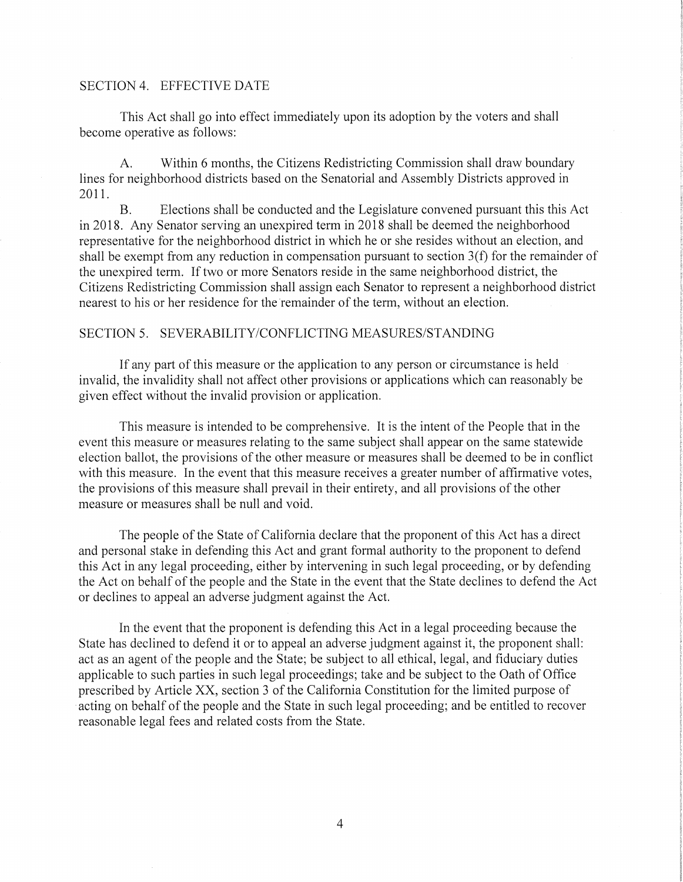## SECTION 4. EFFECTIVE DATE

This Act shall go into effect immediately upon its adoption by the voters and shall become operative as follows:

A. Within 6 months, the Citizens Redistricting Commission shall draw boundary lines for neighborhood districts based on the Senatorial and Assembly Districts approved in 2011.

B. Elections shall be conducted and the Legislature convened pursuant this this Act in 2018. Any Senator serving an unexpired term in 2018 shall be deemed the neighborhood representative for the neighborhood district in which he or she resides without an election, and shall be exempt from any reduction in compensation pursuant to section 3(f) for the remainder of the unexpired term. If two or more Senators reside in the same neighborhood district, the Citizens Redistricting Commission shall assign each Senator to represent a neighborhood district nearest to his or her residence for the remainder of the term, without an election.

## SECTION 5. SEVERABILITY/CONFLICTING MEASURES/STANDING

If any part of this measure or the application to any person or circumstance is held invalid, the invalidity shall not affect other provisions or applications which can reasonably be given effect without the invalid provision or application.

This measure is intended to be comprehensive. It is the intent of the People that in the event this measure or measures relating to the same subject shall appear on the same statewide election ballot, the provisions of the other measure or measures shall be deemed to be in conflict with this measure. In the event that this measure receives a greater number of affirmative votes, the provisions of this measure shall prevail in their entirety, and all provisions of the other measure or measures shall be null and void.

The people of the State of California declare that the proponent of this Act has a direct and personal stake in defending this Act and grant formal authority to the proponent to defend this Act in any legal proceeding, either by intervening in such legal proceeding, or by defending the Act on behalf of the people and the State in the event that the State declines to defend the Act or declines to appeal an adverse judgment against the Act.

In the event that the proponent is defending this Act in a legal proceeding because the State has declined to defend it or to appeal an adverse judgment against it, the proponent shall: act as an agent of the people and the State; be subject to all ethical, legal, and fiduciary duties applicable to such parties in such legal proceedings; take and be subject to the Oath of Office prescribed by Article XX, section 3 of the California Constitution for the limited purpose of acting on behalf of the people and the State in such legal proceeding; and be entitled to recover reasonable legal fees and related costs from the State.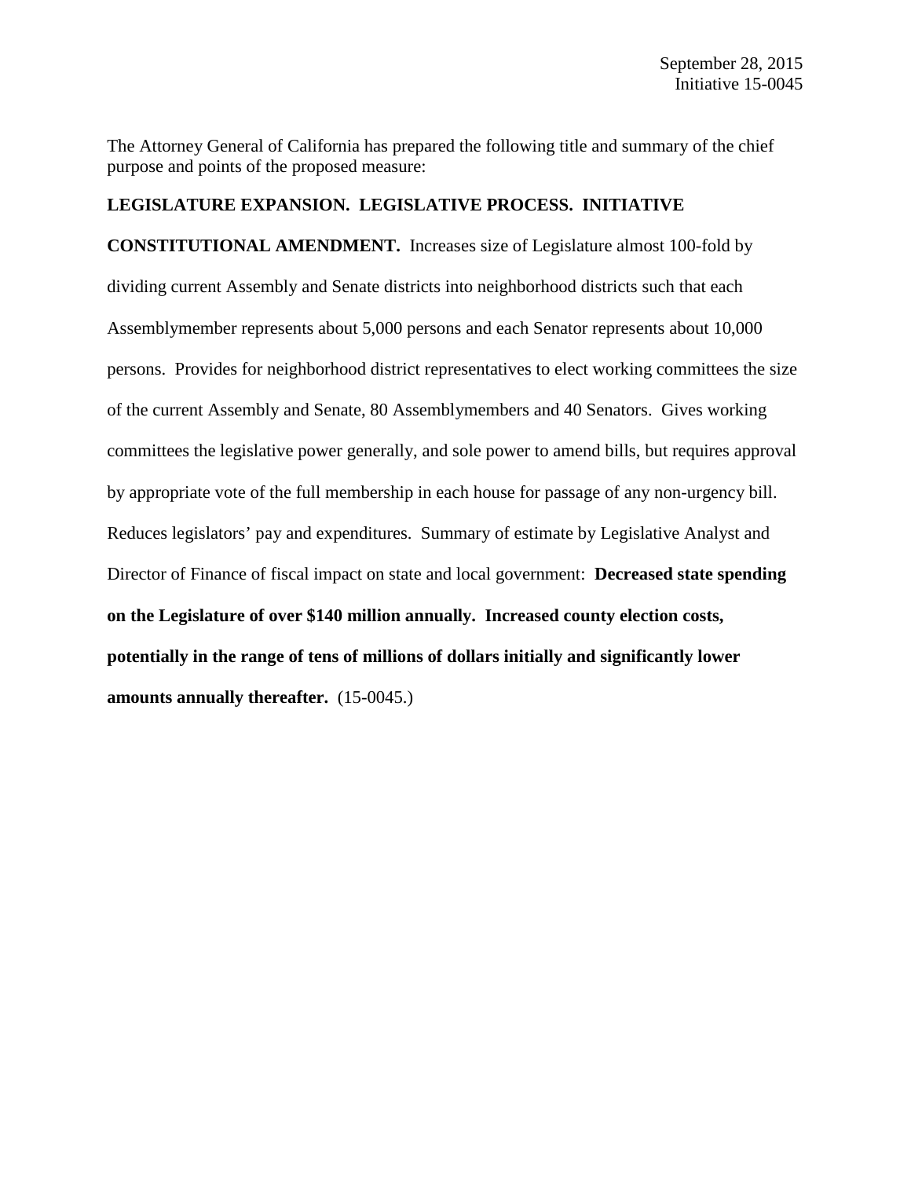September 28, 2015
Initiative 15-0045

The Attorney General of California has prepared the following title and summary of the chief purpose and points of the proposed measure:

**LEGISLATURE EXPANSION. LEGISLATIVE PROCESS. INITIATIVE CONSTITUTIONAL AMENDMENT.** Increases size of Legislature almost 100-fold by dividing current Assembly and Senate districts into neighborhood districts such that each Assemblymember represents about 5,000 persons and each Senator represents about 10,000 persons. Provides for neighborhood district representatives to elect working committees the size of the current Assembly and Senate, 80 Assemblymembers and 40 Senators. Gives working committees the legislative power generally, and sole power to amend bills, but requires approval by appropriate vote of the full membership in each house for passage of any non-urgency bill. Reduces legislators' pay and expenditures. Summary of estimate by Legislative Analyst and Director of Finance of fiscal impact on state and local government: **Decreased state spending on the Legislature of over $140 million annually. Increased county election costs, potentially in the range of tens of millions of dollars initially and significantly lower amounts annually thereafter.** (15-0045.)